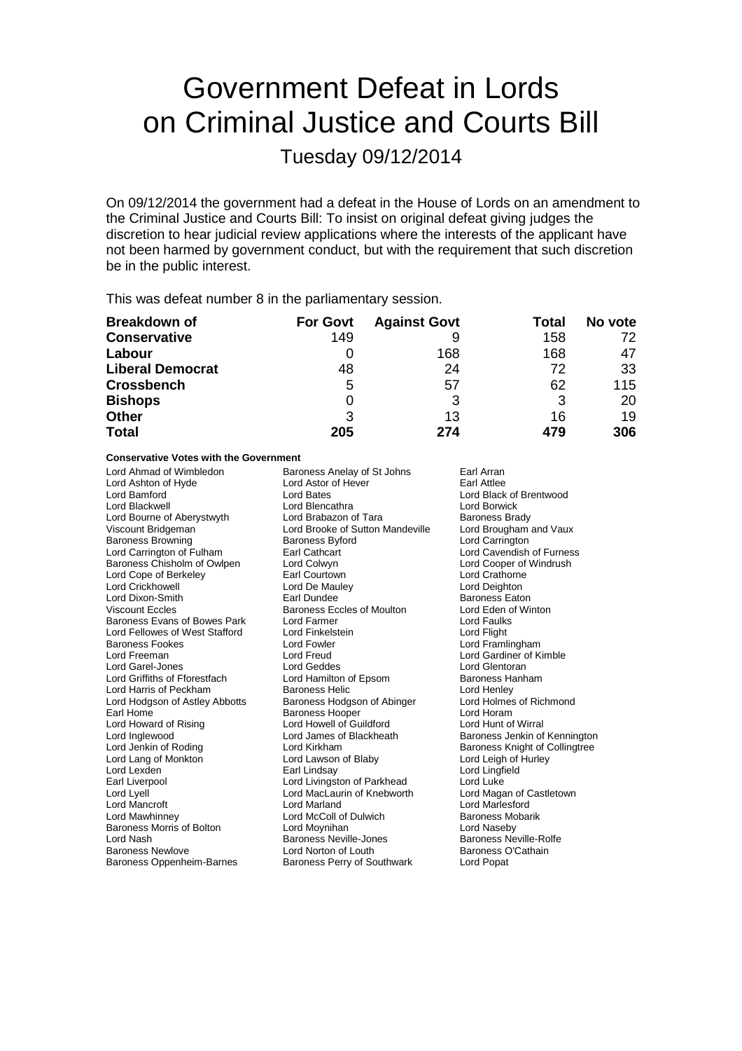# Government Defeat in Lords on Criminal Justice and Courts Bill

## Tuesday 09/12/2014

On 09/12/2014 the government had a defeat in the House of Lords on an amendment to the Criminal Justice and Courts Bill: To insist on original defeat giving judges the discretion to hear judicial review applications where the interests of the applicant have not been harmed by government conduct, but with the requirement that such discretion be in the public interest.

This was defeat number 8 in the parliamentary session.

| Breakdown of | For Govt | Against Govt | Total | No vote |
|---|---|---|---|---|
| **Conservative** | 149 | 9 | 158 | 72 |
| **Labour** | 0 | 168 | 168 | 47 |
| **Liberal Democrat** | 48 | 24 | 72 | 33 |
| **Crossbench** | 5 | 57 | 62 | 115 |
| **Bishops** | 0 | 3 | 3 | 20 |
| **Other** | 3 | 13 | 16 | 19 |
| **Total** | **205** | **274** | **479** | **306** |

**Conservative Votes with the Government**

Lord Ahmad of Wimbledon
Baroness Anelay of St Johns
Earl Arran
Lord Ashton of Hyde
Lord Astor of Hever
Earl Attlee
Lord Bamford
Lord Bates
Lord Black of Brentwood
Lord Blackwell
Lord Blencathra
Lord Borwick
Lord Bourne of Aberystwyth
Lord Brabazon of Tara
Baroness Brady
Viscount Bridgeman
Lord Brooke of Sutton Mandeville
Lord Brougham and Vaux
Baroness Browning
Baroness Byford
Lord Carrington
Lord Carrington of Fulham
Earl Cathcart
Lord Cavendish of Furness
Baroness Chisholm of Owlpen
Lord Colwyn
Lord Cooper of Windrush
Lord Cope of Berkeley
Earl Courtown
Lord Crathorne
Lord Crickhowell
Lord De Mauley
Lord Deighton
Lord Dixon-Smith
Earl Dundee
Baroness Eaton
Viscount Eccles
Baroness Eccles of Moulton
Lord Eden of Winton
Baroness Evans of Bowes Park
Lord Farmer
Lord Faulks
Lord Fellowes of West Stafford
Lord Finkelstein
Lord Flight
Baroness Fookes
Lord Fowler
Lord Framlingham
Lord Freeman
Lord Freud
Lord Gardiner of Kimble
Lord Garel-Jones
Lord Geddes
Lord Glentoran
Lord Griffiths of Fforestfach
Lord Hamilton of Epsom
Baroness Hanham
Lord Harris of Peckham
Baroness Helic
Lord Henley
Lord Hodgson of Astley Abbotts
Baroness Hodgson of Abinger
Lord Holmes of Richmond
Earl Home
Baroness Hooper
Lord Horam
Lord Howard of Rising
Lord Howell of Guildford
Lord Hunt of Wirral
Lord Inglewood
Lord James of Blackheath
Baroness Jenkin of Kennington
Lord Jenkin of Roding
Lord Kirkham
Baroness Knight of Collingtree
Lord Lang of Monkton
Lord Lawson of Blaby
Lord Leigh of Hurley
Lord Lexden
Earl Lindsay
Lord Lingfield
Earl Liverpool
Lord Livingston of Parkhead
Lord Luke
Lord Lyell
Lord MacLaurin of Knebworth
Lord Magan of Castletown
Lord Mancroft
Lord Marland
Lord Marlesford
Lord Mawhinney
Lord McColl of Dulwich
Baroness Mobarik
Baroness Morris of Bolton
Lord Moynihan
Lord Naseby
Lord Nash
Baroness Neville-Jones
Baroness Neville-Rolfe
Baroness Newlove
Lord Norton of Louth
Baroness O'Cathain
Baroness Oppenheim-Barnes
Baroness Perry of Southwark
Lord Popat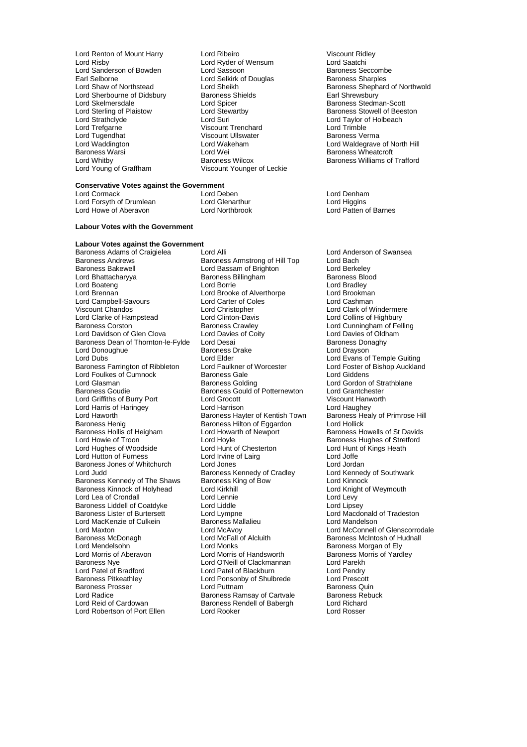Lord Renton of Mount Harry
Lord Ribeiro
Viscount Ridley
Lord Risby
Lord Ryder of Wensum
Lord Saatchi
Lord Sanderson of Bowden
Lord Sassoon
Baroness Seccombe
Earl Selborne
Lord Selkirk of Douglas
Baroness Sharples
Lord Shaw of Northstead
Lord Sheikh
Baroness Shephard of Northwold
Lord Sherbourne of Didsbury
Baroness Shields
Earl Shrewsbury
Lord Skelmersdale
Lord Spicer
Baroness Stedman-Scott
Lord Sterling of Plaistow
Lord Stewartby
Baroness Stowell of Beeston
Lord Strathclyde
Lord Suri
Lord Taylor of Holbeach
Lord Trefgarne
Viscount Trenchard
Lord Trimble
Lord Tugendhat
Viscount Ullswater
Baroness Verma
Lord Waddington
Lord Wakeham
Lord Waldegrave of North Hill
Baroness Warsi
Lord Wei
Baroness Wheatcroft
Lord Whitby
Baroness Wilcox
Baroness Williams of Trafford
Lord Young of Graffham
Viscount Younger of Leckie

**Conservative Votes against the Government**

Lord Cormack
Lord Deben
Lord Denham
Lord Forsyth of Drumlean
Lord Glenarthur
Lord Higgins
Lord Howe of Aberavon
Lord Northbrook
Lord Patten of Barnes

**Labour Votes with the Government**

**Labour Votes against the Government**

Baroness Adams of Craigielea
Lord Alli
Lord Anderson of Swansea
Baroness Andrews
Baroness Armstrong of Hill Top
Lord Bach
Baroness Bakewell
Lord Bassam of Brighton
Lord Berkeley
Lord Bhattacharyya
Baroness Billingham
Baroness Blood
Lord Boateng
Lord Borrie
Lord Bradley
Lord Brennan
Lord Brooke of Alverthorpe
Lord Brookman
Lord Campbell-Savours
Lord Carter of Coles
Lord Cashman
Viscount Chandos
Lord Christopher
Lord Clark of Windermere
Lord Clarke of Hampstead
Lord Clinton-Davis
Lord Collins of Highbury
Baroness Corston
Baroness Crawley
Lord Cunningham of Felling
Lord Davidson of Glen Clova
Lord Davies of Coity
Lord Davies of Oldham
Baroness Dean of Thornton-le-Fylde
Lord Desai
Baroness Donaghy
Lord Donoughue
Baroness Drake
Lord Drayson
Lord Dubs
Lord Elder
Lord Evans of Temple Guiting
Baroness Farrington of Ribbleton
Lord Faulkner of Worcester
Lord Foster of Bishop Auckland
Lord Foulkes of Cumnock
Baroness Gale
Lord Giddens
Lord Glasman
Baroness Golding
Lord Gordon of Strathblane
Baroness Goudie
Baroness Gould of Potternewton
Lord Grantchester
Lord Griffiths of Burry Port
Lord Grocott
Viscount Hanworth
Lord Harris of Haringey
Lord Harrison
Lord Haughey
Lord Haworth
Baroness Hayter of Kentish Town
Baroness Healy of Primrose Hill
Baroness Henig
Baroness Hilton of Eggardon
Lord Hollick
Baroness Hollis of Heigham
Lord Howarth of Newport
Baroness Howells of St Davids
Lord Howie of Troon
Lord Hoyle
Baroness Hughes of Stretford
Lord Hughes of Woodside
Lord Hunt of Chesterton
Lord Hunt of Kings Heath
Lord Hutton of Furness
Lord Irvine of Lairg
Lord Joffe
Baroness Jones of Whitchurch
Lord Jones
Lord Jordan
Lord Judd
Baroness Kennedy of Cradley
Lord Kennedy of Southwark
Baroness Kennedy of The Shaws
Baroness King of Bow
Lord Kinnock
Baroness Kinnock of Holyhead
Lord Kirkhill
Lord Knight of Weymouth
Lord Lea of Crondall
Lord Lennie
Lord Levy
Baroness Liddell of Coatdyke
Lord Liddle
Lord Lipsey
Baroness Lister of Burtersett
Lord Lympne
Lord Macdonald of Tradeston
Lord MacKenzie of Culkein
Baroness Mallalieu
Lord Mandelson
Lord Maxton
Lord McAvoy
Lord McConnell of Glenscorrodale
Baroness McDonagh
Lord McFall of Alcluith
Baroness McIntosh of Hudnall
Lord Mendelsohn
Lord Monks
Baroness Morgan of Ely
Lord Morris of Aberavon
Lord Morris of Handsworth
Baroness Morris of Yardley
Baroness Nye
Lord O'Neill of Clackmannan
Lord Parekh
Lord Patel of Bradford
Lord Patel of Blackburn
Lord Pendry
Baroness Pitkeathley
Lord Ponsonby of Shulbrede
Lord Prescott
Baroness Prosser
Lord Puttnam
Baroness Quin
Lord Radice
Baroness Ramsay of Cartvale
Baroness Rebuck
Lord Reid of Cardowan
Baroness Rendell of Babergh
Lord Richard
Lord Robertson of Port Ellen
Lord Rooker
Lord Rosser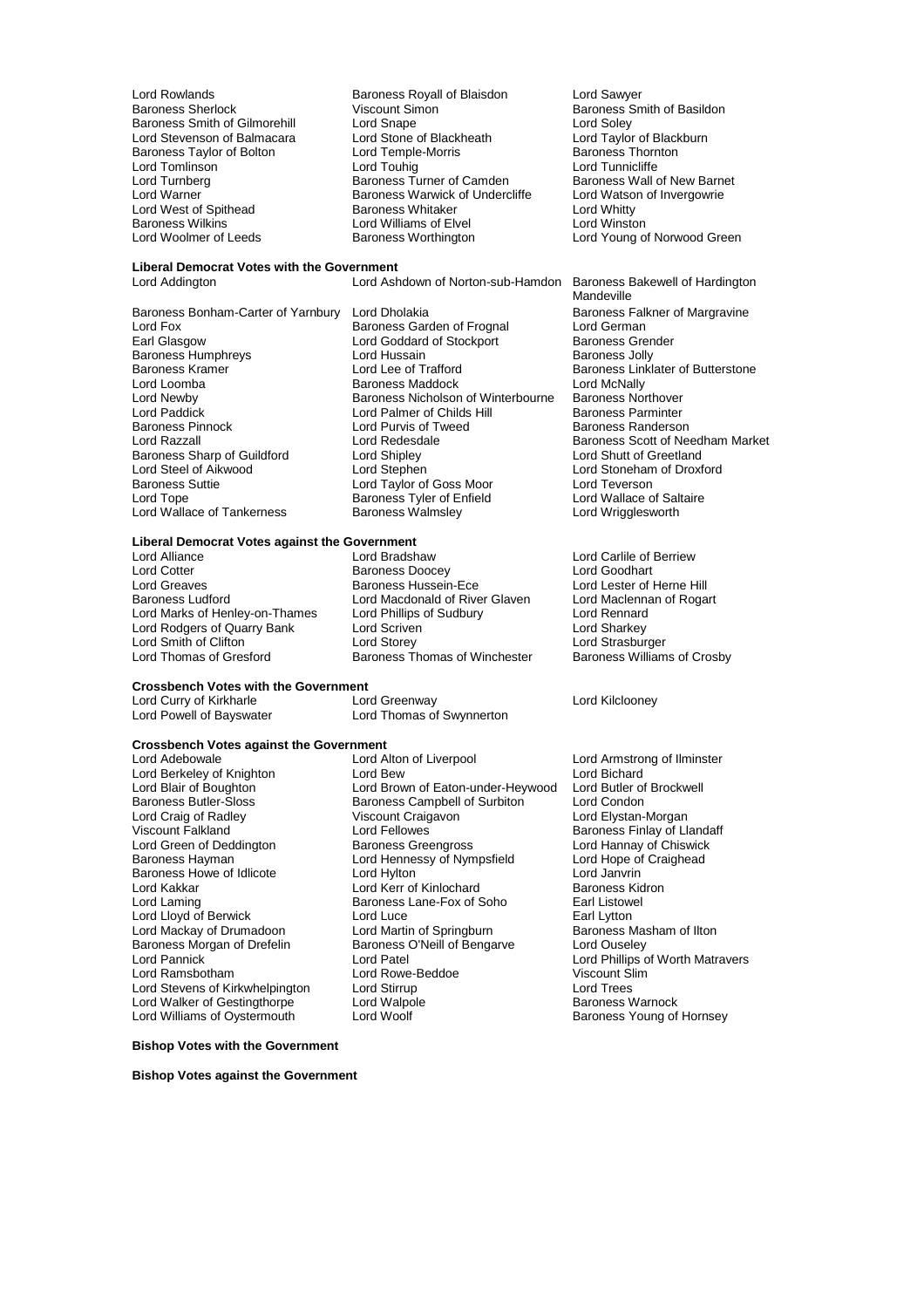Lord Rowlands
Baroness Royall of Blaisdon
Lord Sawyer
Baroness Sherlock
Viscount Simon
Baroness Smith of Basildon
Baroness Smith of Gilmorehill
Lord Snape
Lord Soley
Lord Stevenson of Balmacara
Lord Stone of Blackheath
Lord Taylor of Blackburn
Baroness Taylor of Bolton
Lord Temple-Morris
Baroness Thornton
Lord Tomlinson
Lord Touhig
Lord Tunnicliffe
Lord Turnberg
Baroness Turner of Camden
Baroness Wall of New Barnet
Lord Warner
Baroness Warwick of Undercliffe
Lord Watson of Invergowrie
Lord West of Spithead
Baroness Whitaker
Lord Whitty
Baroness Wilkins
Lord Williams of Elvel
Lord Winston
Lord Woolmer of Leeds
Baroness Worthington
Lord Young of Norwood Green

**Liberal Democrat Votes with the Government**

Lord Addington
Lord Ashdown of Norton-sub-Hamdon
Baroness Bakewell of Hardington Mandeville
Baroness Bonham-Carter of Yarnbury
Lord Dholakia
Baroness Falkner of Margravine
Lord Fox
Baroness Garden of Frognal
Lord German
Earl Glasgow
Lord Goddard of Stockport
Baroness Grender
Baroness Humphreys
Lord Hussain
Baroness Jolly
Baroness Kramer
Lord Lee of Trafford
Baroness Linklater of Butterstone
Lord Loomba
Baroness Maddock
Lord McNally
Lord Newby
Baroness Nicholson of Winterbourne
Baroness Northover
Lord Paddick
Lord Palmer of Childs Hill
Baroness Parminter
Baroness Pinnock
Lord Purvis of Tweed
Baroness Randerson
Lord Razzall
Lord Redesdale
Baroness Scott of Needham Market
Baroness Sharp of Guildford
Lord Shipley
Lord Shutt of Greetland
Lord Steel of Aikwood
Lord Stephen
Lord Stoneham of Droxford
Baroness Suttie
Lord Taylor of Goss Moor
Lord Teverson
Lord Tope
Baroness Tyler of Enfield
Lord Wallace of Saltaire
Lord Wallace of Tankerness
Baroness Walmsley
Lord Wrigglesworth

**Liberal Democrat Votes against the Government**

Lord Alliance
Lord Bradshaw
Lord Carlile of Berriew
Lord Cotter
Baroness Doocey
Lord Goodhart
Lord Greaves
Baroness Hussein-Ece
Lord Lester of Herne Hill
Baroness Ludford
Lord Macdonald of River Glaven
Lord Maclennan of Rogart
Lord Marks of Henley-on-Thames
Lord Phillips of Sudbury
Lord Rennard
Lord Rodgers of Quarry Bank
Lord Scriven
Lord Sharkey
Lord Smith of Clifton
Lord Storey
Lord Strasburger
Lord Thomas of Gresford
Baroness Thomas of Winchester
Baroness Williams of Crosby

**Crossbench Votes with the Government**

Lord Curry of Kirkharle
Lord Greenway
Lord Kilclooney
Lord Powell of Bayswater
Lord Thomas of Swynnerton

**Crossbench Votes against the Government**

Lord Adebowale
Lord Alton of Liverpool
Lord Armstrong of Ilminster
Lord Berkeley of Knighton
Lord Bew
Lord Bichard
Lord Blair of Boughton
Lord Brown of Eaton-under-Heywood
Lord Butler of Brockwell
Baroness Butler-Sloss
Baroness Campbell of Surbiton
Lord Condon
Lord Craig of Radley
Viscount Craigavon
Lord Elystan-Morgan
Viscount Falkland
Lord Fellowes
Baroness Finlay of Llandaff
Lord Green of Deddington
Baroness Greengross
Lord Hannay of Chiswick
Baroness Hayman
Lord Hennessy of Nympsfield
Lord Hope of Craighead
Baroness Howe of Idlicote
Lord Hylton
Lord Janvrin
Lord Kakkar
Lord Kerr of Kinlochard
Baroness Kidron
Lord Laming
Baroness Lane-Fox of Soho
Earl Listowel
Lord Lloyd of Berwick
Lord Luce
Earl Lytton
Lord Mackay of Drumadoon
Lord Martin of Springburn
Baroness Masham of Ilton
Baroness Morgan of Drefelin
Baroness O'Neill of Bengarve
Lord Ouseley
Lord Pannick
Lord Patel
Lord Phillips of Worth Matravers
Lord Ramsbotham
Lord Rowe-Beddoe
Viscount Slim
Lord Stevens of Kirkwhelpington
Lord Stirrup
Lord Trees
Lord Walker of Gestingthorpe
Lord Walpole
Baroness Warnock
Lord Williams of Oystermouth
Lord Woolf
Baroness Young of Hornsey

**Bishop Votes with the Government**

**Bishop Votes against the Government**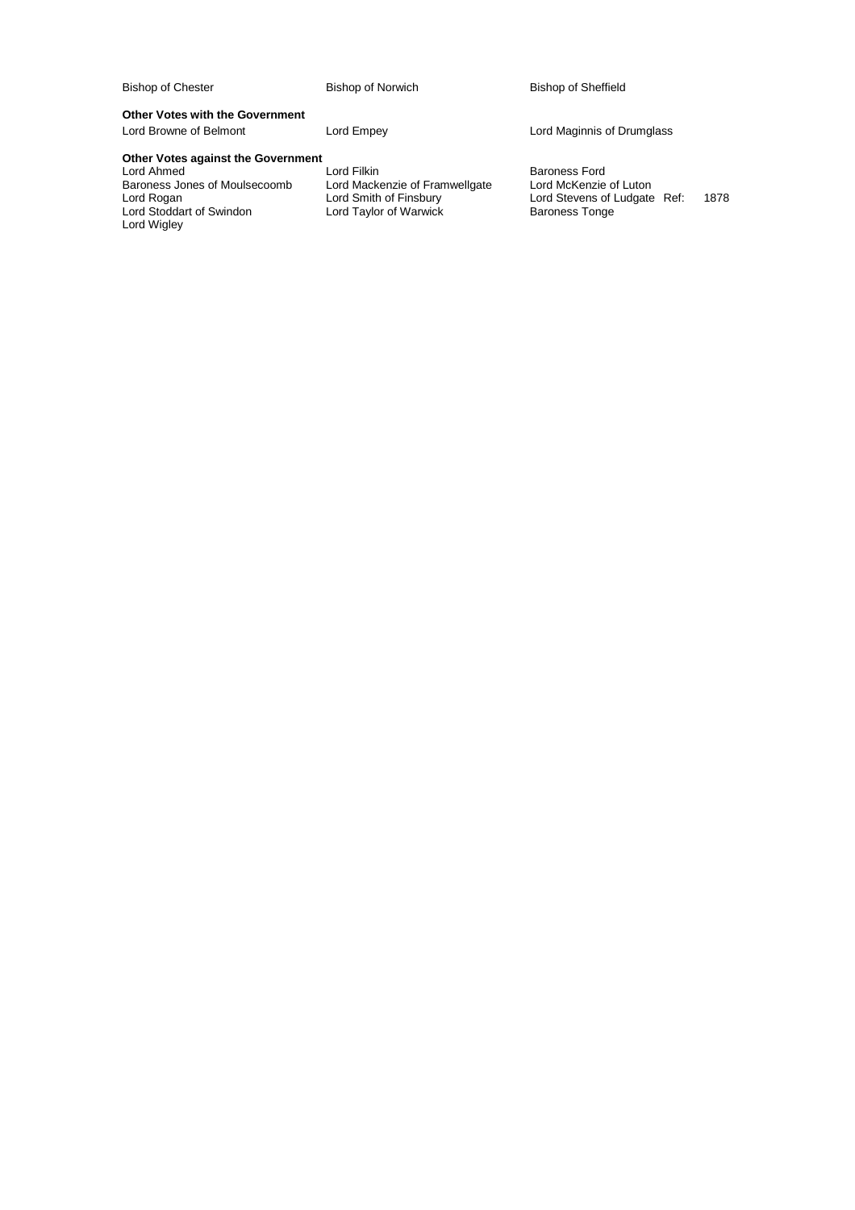Bishop of Chester
Bishop of Norwich
Bishop of Sheffield

**Other Votes with the Government**

Lord Browne of Belmont
Lord Empey
Lord Maginnis of Drumglass

**Other Votes against the Government**

Lord Ahmed
Lord Filkin
Baroness Ford
Baroness Jones of Moulsecoomb
Lord Mackenzie of Framwellgate
Lord McKenzie of Luton
Lord Rogan
Lord Smith of Finsbury
Lord Stevens of Ludgate
Lord Stoddart of Swindon
Lord Taylor of Warwick
Baroness Tonge
Lord Wigley

Ref: 1878